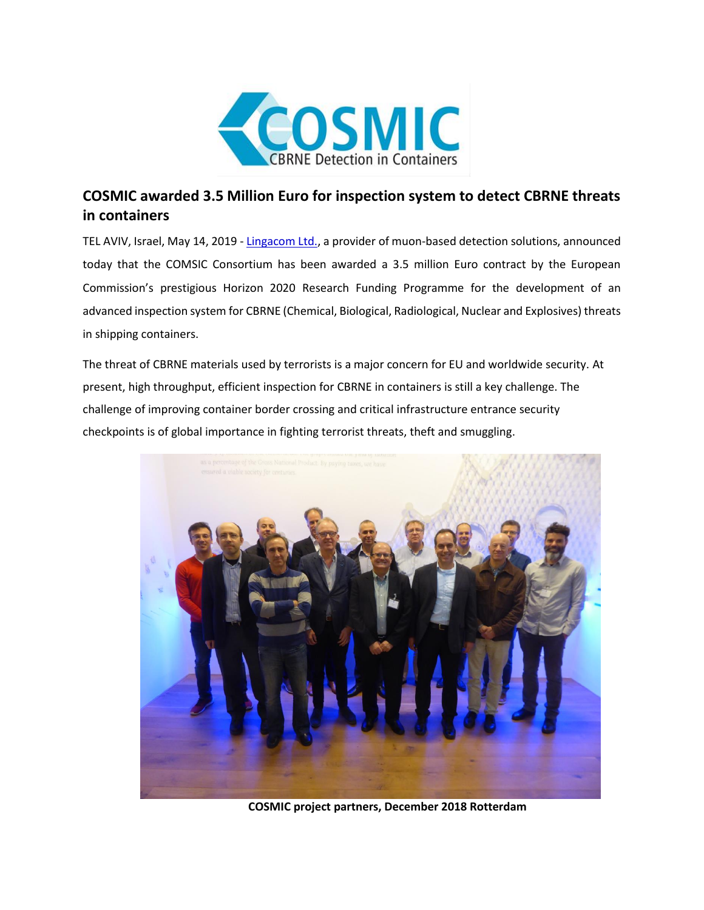# COSMIC awarded 3.5 Million Euro for inspection system to detect CBRNE threats in containers

TEL AVIV, Israel, May 14, 2019 - Lingacom Ltd., a provider of muon-based detection solutions, announced today that the COMSIC Consortium has been awarded a 3.5 million Euro contract by the European Commission's prestigious Horizon 2020 Research Funding Programme for the development of an advanced inspection system for CBRNE (Chemical, Biological, Radiological, Nuclear and Explosives) threats in shipping containers.

The threat of CBRNE materials used by terrorists is a major concern for EU and worldwide security. At present, high throughput, efficient inspection for CBRNE in containers is still a key challenge. The challenge of improving container border crossing and critical infrastructure entrance security checkpoints is of global importance in fighting terrorist threats, theft and smuggling.

**COSMIC project partners, December 2018 Rotterdam**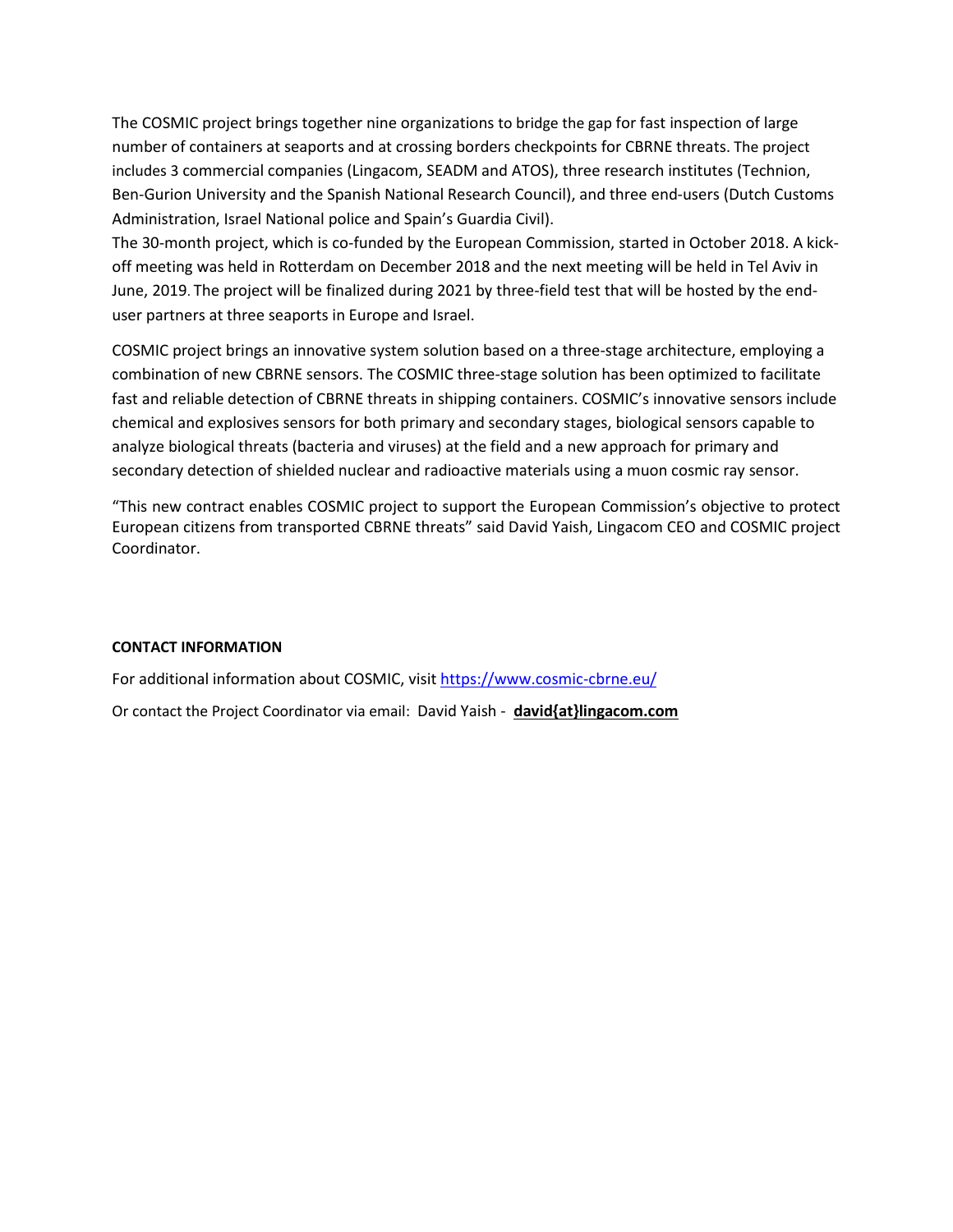The COSMIC project brings together nine organizations to bridge the gap for fast inspection of large number of containers at seaports and at crossing borders checkpoints for CBRNE threats. The project includes 3 commercial companies (Lingacom, SEADM and ATOS), three research institutes (Technion, Ben-Gurion University and the Spanish National Research Council), and three end-users (Dutch Customs Administration, Israel National police and Spain's Guardia Civil).
The 30-month project, which is co-funded by the European Commission, started in October 2018. A kick-off meeting was held in Rotterdam on December 2018 and the next meeting will be held in Tel Aviv in June, 2019. The project will be finalized during 2021 by three-field test that will be hosted by the end-user partners at three seaports in Europe and Israel.

COSMIC project brings an innovative system solution based on a three-stage architecture, employing a combination of new CBRNE sensors. The COSMIC three-stage solution has been optimized to facilitate fast and reliable detection of CBRNE threats in shipping containers. COSMIC's innovative sensors include chemical and explosives sensors for both primary and secondary stages, biological sensors capable to analyze biological threats (bacteria and viruses) at the field and a new approach for primary and secondary detection of shielded nuclear and radioactive materials using a muon cosmic ray sensor.

"This new contract enables COSMIC project to support the European Commission's objective to protect European citizens from transported CBRNE threats" said David Yaish, Lingacom CEO and COSMIC project Coordinator.

**CONTACT INFORMATION**

For additional information about COSMIC, visit https://www.cosmic-cbrne.eu/

Or contact the Project Coordinator via email: David Yaish - **david{at}lingacom.com**